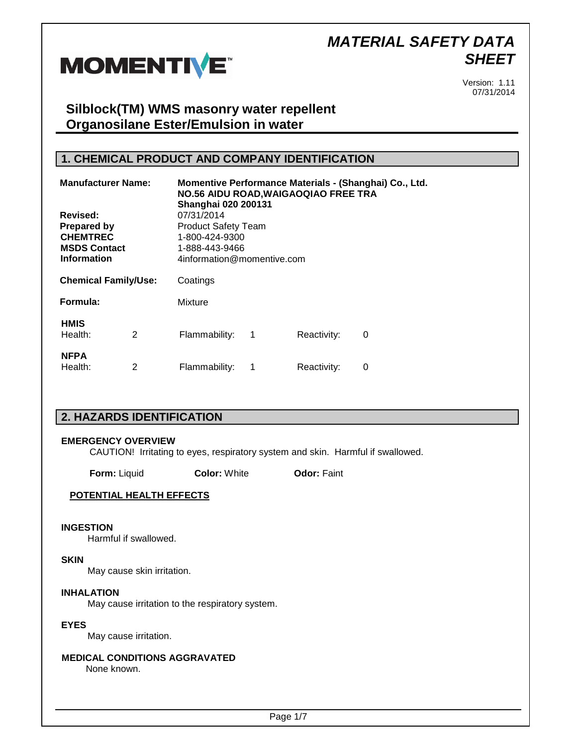# MATERIAL SAFETY DATA SHEET

Version: 1.11
07/31/2014

## Silblock(TM) WMS masonry water repellent
## Organosilane Ester/Emulsion in water

## 1. CHEMICAL PRODUCT AND COMPANY IDENTIFICATION

**Manufacturer Name:** **Momentive Performance Materials - (Shanghai) Co., Ltd.**
**NO.56 AIDU ROAD,WAIGAOQIAO FREE TRA**
**Shanghai 020 200131**

**Revised:** 07/31/2014
**Prepared by** Product Safety Team
**CHEMTREC** 1-800-424-9300
**MSDS Contact** 1-888-443-9466
**Information** 4information@momentive.com

**Chemical Family/Use:** Coatings

**Formula:** Mixture

**HMIS**

| Health: | 2 | Flammability: | 1 | Reactivity: | 0 |
|---|---|---|---|---|---|

**NFPA**

| Health: | 2 | Flammability: | 1 | Reactivity: | 0 |
|---|---|---|---|---|---|

## 2. HAZARDS IDENTIFICATION

**EMERGENCY OVERVIEW**

CAUTION! Irritating to eyes, respiratory system and skin. Harmful if swallowed.

**Form:** Liquid **Color:** White **Odor:** Faint

**POTENTIAL HEALTH EFFECTS**

**INGESTION**
Harmful if swallowed.

**SKIN**
May cause skin irritation.

**INHALATION**
May cause irritation to the respiratory system.

**EYES**
May cause irritation.

**MEDICAL CONDITIONS AGGRAVATED**
None known.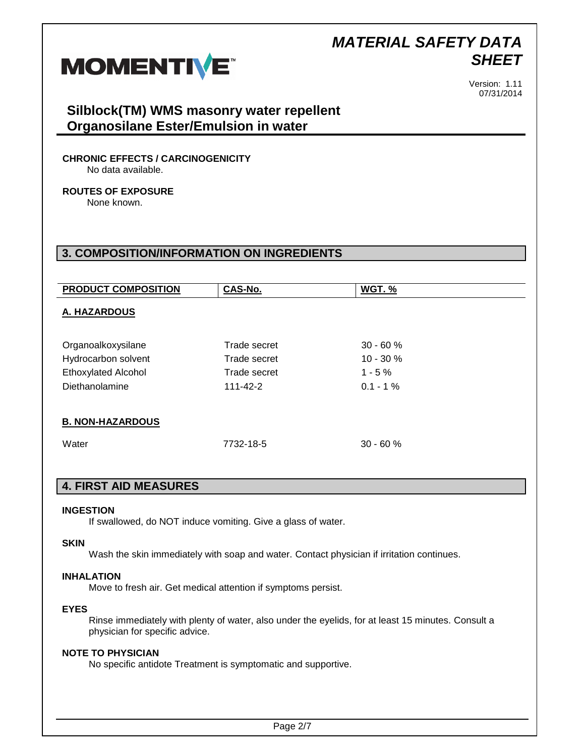### CHRONIC EFFECTS / CARCINOGENICITY

No data available.

### ROUTES OF EXPOSURE

None known.

## 3. COMPOSITION/INFORMATION ON INGREDIENTS

| PRODUCT COMPOSITION | CAS-No. | WGT. % |
|---|---|---|
| **A. HAZARDOUS** | | |
| Organoalkoxysilane | Trade secret | 30 - 60 % |
| Hydrocarbon solvent | Trade secret | 10 - 30 % |
| Ethoxylated Alcohol | Trade secret | 1 - 5 % |
| Diethanolamine | 111-42-2 | 0.1 - 1 % |
| **B. NON-HAZARDOUS** | | |
| Water | 7732-18-5 | 30 - 60 % |

## 4. FIRST AID MEASURES

### INGESTION

If swallowed, do NOT induce vomiting. Give a glass of water.

### SKIN

Wash the skin immediately with soap and water. Contact physician if irritation continues.

### INHALATION

Move to fresh air. Get medical attention if symptoms persist.

### EYES

Rinse immediately with plenty of water, also under the eyelids, for at least 15 minutes. Consult a physician for specific advice.

### NOTE TO PHYSICIAN

No specific antidote Treatment is symptomatic and supportive.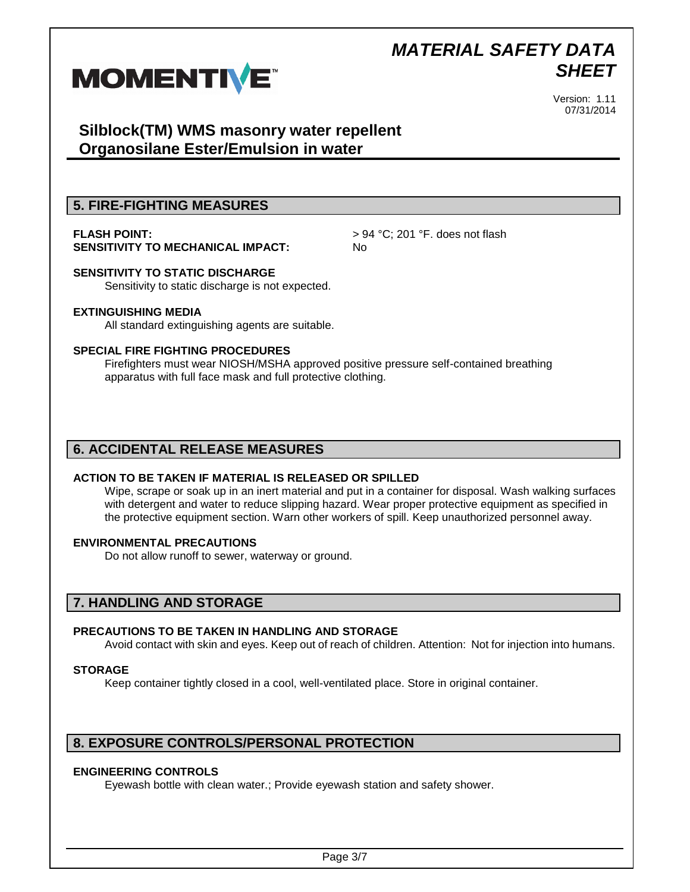## 5. FIRE-FIGHTING MEASURES

**FLASH POINT:** > 94 °C; 201 °F. does not flash
**SENSITIVITY TO MECHANICAL IMPACT:** No

**SENSITIVITY TO STATIC DISCHARGE**
Sensitivity to static discharge is not expected.

**EXTINGUISHING MEDIA**
All standard extinguishing agents are suitable.

**SPECIAL FIRE FIGHTING PROCEDURES**
Firefighters must wear NIOSH/MSHA approved positive pressure self-contained breathing apparatus with full face mask and full protective clothing.

## 6. ACCIDENTAL RELEASE MEASURES

**ACTION TO BE TAKEN IF MATERIAL IS RELEASED OR SPILLED**
Wipe, scrape or soak up in an inert material and put in a container for disposal. Wash walking surfaces with detergent and water to reduce slipping hazard. Wear proper protective equipment as specified in the protective equipment section. Warn other workers of spill. Keep unauthorized personnel away.

**ENVIRONMENTAL PRECAUTIONS**
Do not allow runoff to sewer, waterway or ground.

## 7. HANDLING AND STORAGE

**PRECAUTIONS TO BE TAKEN IN HANDLING AND STORAGE**
Avoid contact with skin and eyes. Keep out of reach of children. Attention: Not for injection into humans.

**STORAGE**
Keep container tightly closed in a cool, well-ventilated place. Store in original container.

## 8. EXPOSURE CONTROLS/PERSONAL PROTECTION

**ENGINEERING CONTROLS**
Eyewash bottle with clean water.; Provide eyewash station and safety shower.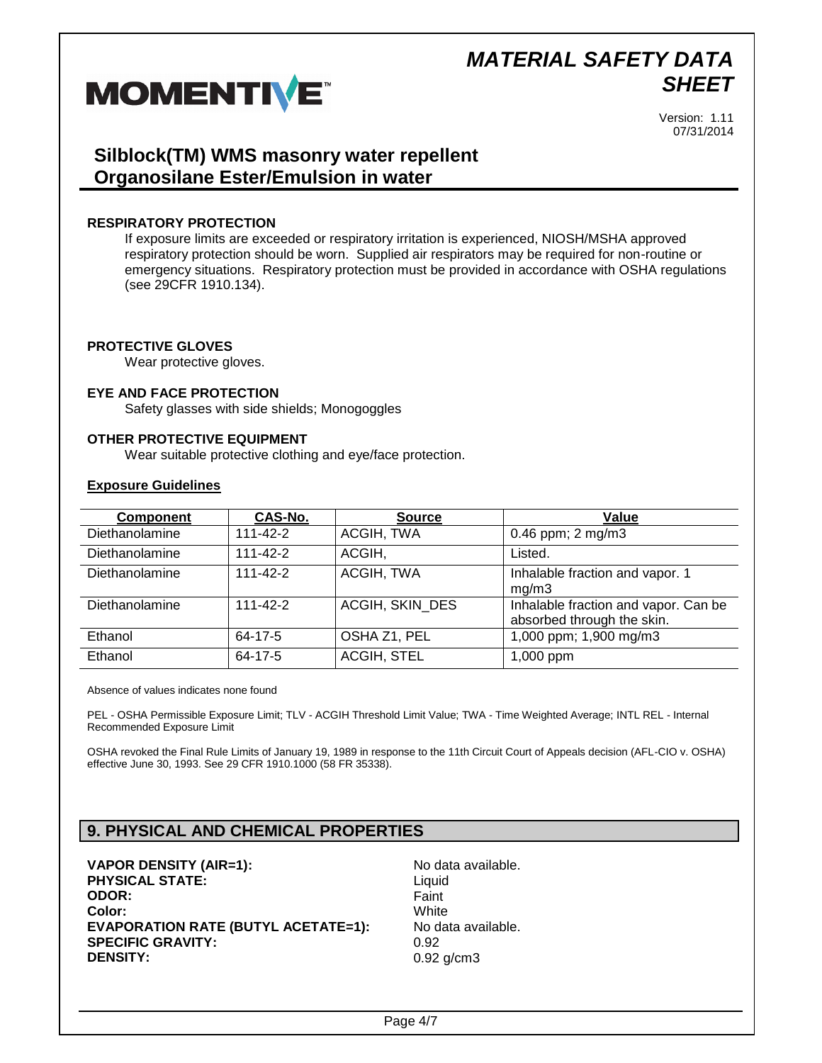#### RESPIRATORY PROTECTION

If exposure limits are exceeded or respiratory irritation is experienced, NIOSH/MSHA approved respiratory protection should be worn. Supplied air respirators may be required for non-routine or emergency situations. Respiratory protection must be provided in accordance with OSHA regulations (see 29CFR 1910.134).

#### PROTECTIVE GLOVES

Wear protective gloves.

#### EYE AND FACE PROTECTION

Safety glasses with side shields; Monogoggles

#### OTHER PROTECTIVE EQUIPMENT

Wear suitable protective clothing and eye/face protection.

#### Exposure Guidelines

| Component | CAS-No. | Source | Value |
|---|---|---|---|
| Diethanolamine | 111-42-2 | ACGIH, TWA | 0.46 ppm; 2 mg/m3 |
| Diethanolamine | 111-42-2 | ACGIH, | Listed. |
| Diethanolamine | 111-42-2 | ACGIH, TWA | Inhalable fraction and vapor. 1 mg/m3 |
| Diethanolamine | 111-42-2 | ACGIH, SKIN_DES | Inhalable fraction and vapor. Can be absorbed through the skin. |
| Ethanol | 64-17-5 | OSHA Z1, PEL | 1,000 ppm; 1,900 mg/m3 |
| Ethanol | 64-17-5 | ACGIH, STEL | 1,000 ppm |

Absence of values indicates none found

PEL - OSHA Permissible Exposure Limit; TLV - ACGIH Threshold Limit Value; TWA - Time Weighted Average; INTL REL - Internal Recommended Exposure Limit

OSHA revoked the Final Rule Limits of January 19, 1989 in response to the 11th Circuit Court of Appeals decision (AFL-CIO v. OSHA) effective June 30, 1993. See 29 CFR 1910.1000 (58 FR 35338).

## 9. PHYSICAL AND CHEMICAL PROPERTIES

**VAPOR DENSITY (AIR=1):** No data available.
**PHYSICAL STATE:** Liquid
**ODOR:** Faint
**Color:** White
**EVAPORATION RATE (BUTYL ACETATE=1):** No data available.
**SPECIFIC GRAVITY:** 0.92
**DENSITY:** 0.92 g/cm3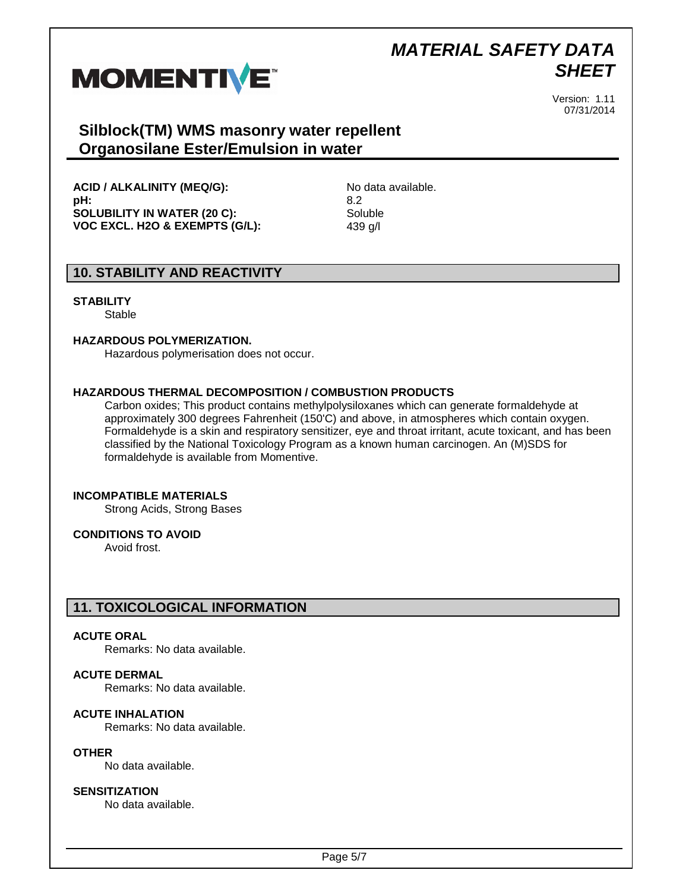| | |
|---|---|
| **ACID / ALKALINITY (MEQ/G):** | No data available. |
| **pH:** | 8.2 |
| **SOLUBILITY IN WATER (20 C):** | Soluble |
| **VOC EXCL. H2O & EXEMPTS (G/L):** | 439 g/l |

## 10. STABILITY AND REACTIVITY

**STABILITY**

Stable

**HAZARDOUS POLYMERIZATION.**

Hazardous polymerisation does not occur.

**HAZARDOUS THERMAL DECOMPOSITION / COMBUSTION PRODUCTS**

Carbon oxides; This product contains methylpolysiloxanes which can generate formaldehyde at approximately 300 degrees Fahrenheit (150'C) and above, in atmospheres which contain oxygen. Formaldehyde is a skin and respiratory sensitizer, eye and throat irritant, acute toxicant, and has been classified by the National Toxicology Program as a known human carcinogen. An (M)SDS for formaldehyde is available from Momentive.

**INCOMPATIBLE MATERIALS**

Strong Acids, Strong Bases

**CONDITIONS TO AVOID**

Avoid frost.

## 11. TOXICOLOGICAL INFORMATION

**ACUTE ORAL**

Remarks: No data available.

**ACUTE DERMAL**

Remarks: No data available.

**ACUTE INHALATION**

Remarks: No data available.

**OTHER**

No data available.

**SENSITIZATION**

No data available.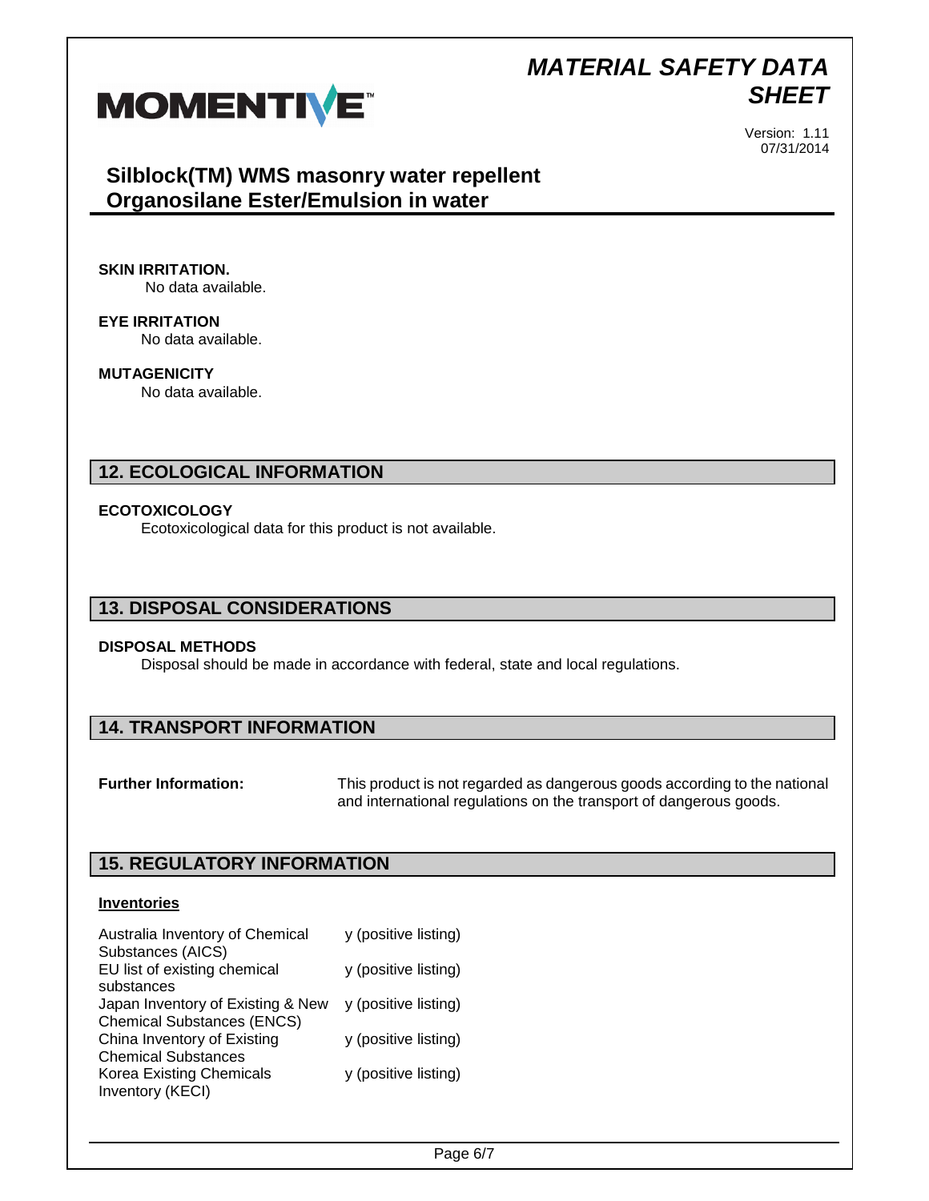**SKIN IRRITATION.**
No data available.

**EYE IRRITATION**
No data available.

**MUTAGENICITY**
No data available.

## 12. ECOLOGICAL INFORMATION

**ECOTOXICOLOGY**
Ecotoxicological data for this product is not available.

## 13. DISPOSAL CONSIDERATIONS

**DISPOSAL METHODS**
Disposal should be made in accordance with federal, state and local regulations.

## 14. TRANSPORT INFORMATION

**Further Information:** This product is not regarded as dangerous goods according to the national and international regulations on the transport of dangerous goods.

## 15. REGULATORY INFORMATION

**Inventories**

| | |
|---|---|
| Australia Inventory of Chemical Substances (AICS) | y (positive listing) |
| EU list of existing chemical substances | y (positive listing) |
| Japan Inventory of Existing & New Chemical Substances (ENCS) | y (positive listing) |
| China Inventory of Existing Chemical Substances | y (positive listing) |
| Korea Existing Chemicals Inventory (KECI) | y (positive listing) |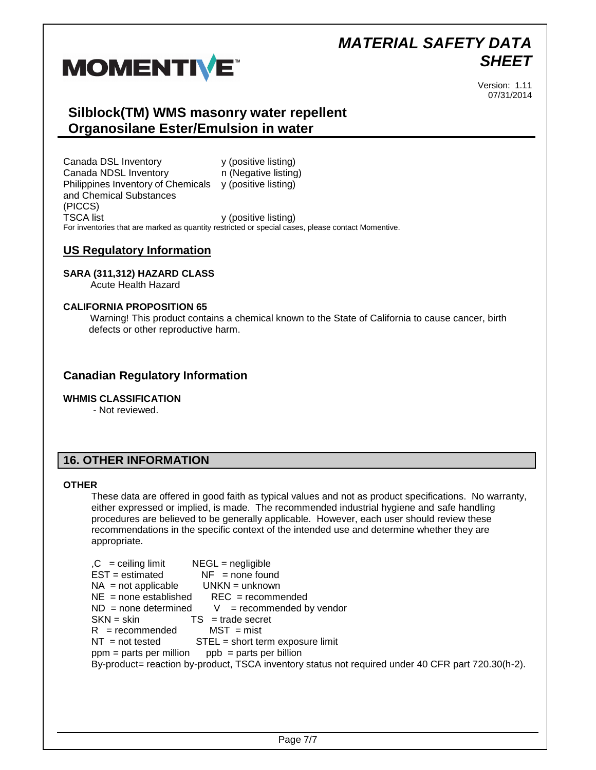# Silblock(TM) WMS masonry water repellent Organosilane Ester/Emulsion in water

| | |
|---|---|
| Canada DSL Inventory | y (positive listing) |
| Canada NDSL Inventory | n (Negative listing) |
| Philippines Inventory of Chemicals and Chemical Substances (PICCS) | y (positive listing) |
| TSCA list | y (positive listing) |

For inventories that are marked as quantity restricted or special cases, please contact Momentive.

## US Regulatory Information

**SARA (311,312) HAZARD CLASS**

Acute Health Hazard

**CALIFORNIA PROPOSITION 65**

Warning! This product contains a chemical known to the State of California to cause cancer, birth defects or other reproductive harm.

## Canadian Regulatory Information

**WHMIS CLASSIFICATION**

- Not reviewed.

## 16. OTHER INFORMATION

**OTHER**

These data are offered in good faith as typical values and not as product specifications. No warranty, either expressed or implied, is made. The recommended industrial hygiene and safe handling procedures are believed to be generally applicable. However, each user should review these recommendations in the specific context of the intended use and determine whether they are appropriate.

| | |
|---|---|
| ,C = ceiling limit | NEGL = negligible |
| EST = estimated | NF = none found |
| NA = not applicable | UNKN = unknown |
| NE = none established | REC = recommended |
| ND = none determined | V = recommended by vendor |
| SKN = skin | TS = trade secret |
| R = recommended | MST = mist |
| NT = not tested | STEL = short term exposure limit |
| ppm = parts per million | ppb = parts per billion |

By-product= reaction by-product, TSCA inventory status not required under 40 CFR part 720.30(h-2).